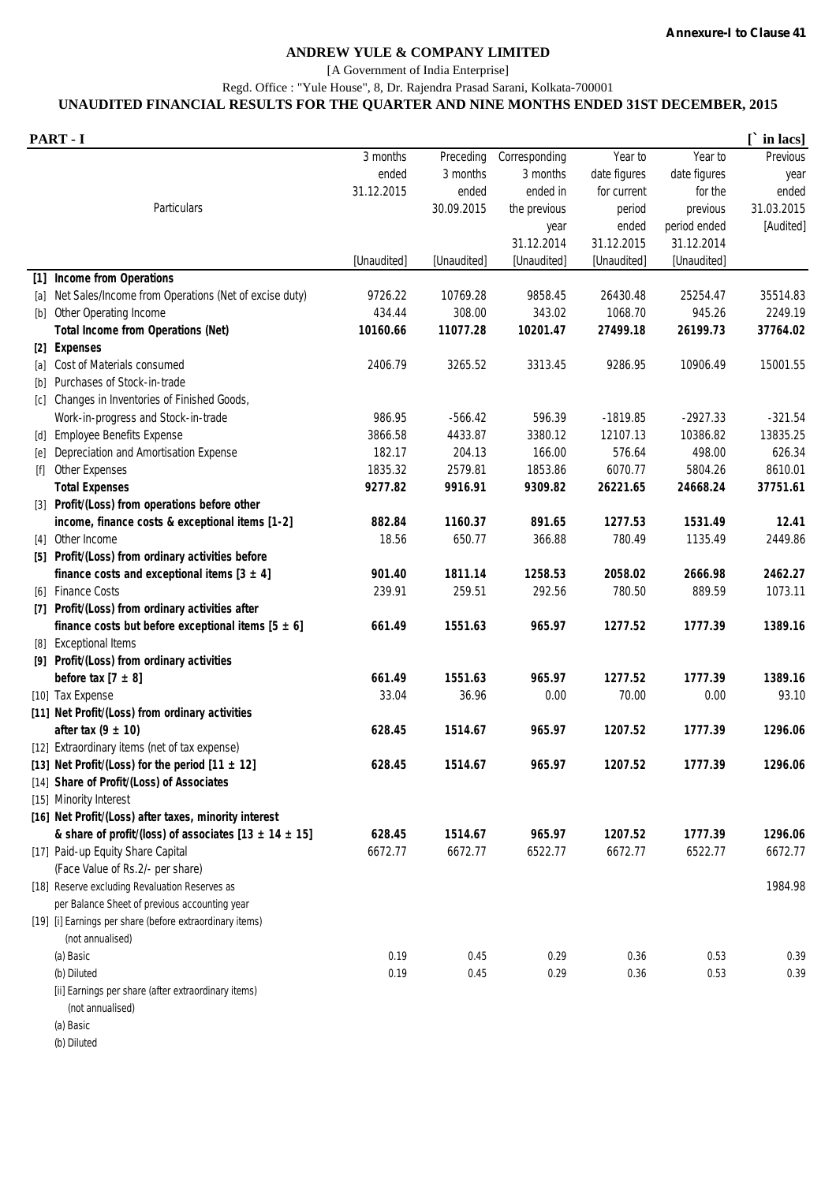**Annexure-I to Clause 41**

# ANDREW YULE & COMPANY LIMITED

[A Government of India Enterprise]

Regd. Office : "Yule House", 8, Dr. Rajendra Prasad Sarani, Kolkata-700001

## UNAUDITED FINANCIAL RESULTS FOR THE QUARTER AND NINE MONTHS ENDED 31ST DECEMBER, 2015

**PART - I** **[` in lacs]**

| | Particulars | 3 months ended 31.12.2015 [Unaudited] | Preceding 3 months ended 30.09.2015 [Unaudited] | Corresponding 3 months ended in the previous year 31.12.2014 [Unaudited] | Year to date figures for current period ended 31.12.2015 [Unaudited] | Year to date figures for the previous period ended 31.12.2014 [Unaudited] | Previous year ended 31.03.2015 [Audited] |
|---|---|---|---|---|---|---|---|
| **[1]** | **Income from Operations** | | | | | | |
| [a] | Net Sales/Income from Operations (Net of excise duty) | 9726.22 | 10769.28 | 9858.45 | 26430.48 | 25254.47 | 35514.83 |
| [b] | Other Operating Income | 434.44 | 308.00 | 343.02 | 1068.70 | 945.26 | 2249.19 |
| | **Total Income from Operations (Net)** | **10160.66** | **11077.28** | **10201.47** | **27499.18** | **26199.73** | **37764.02** |
| **[2]** | **Expenses** | | | | | | |
| [a] | Cost of Materials consumed | 2406.79 | 3265.52 | 3313.45 | 9286.95 | 10906.49 | 15001.55 |
| [b] | Purchases of Stock-in-trade | | | | | | |
| [c] | Changes in Inventories of Finished Goods, Work-in-progress and Stock-in-trade | 986.95 | -566.42 | 596.39 | -1819.85 | -2927.33 | -321.54 |
| [d] | Employee Benefits Expense | 3866.58 | 4433.87 | 3380.12 | 12107.13 | 10386.82 | 13835.25 |
| [e] | Depreciation and Amortisation Expense | 182.17 | 204.13 | 166.00 | 576.64 | 498.00 | 626.34 |
| [f] | Other Expenses | 1835.32 | 2579.81 | 1853.86 | 6070.77 | 5804.26 | 8610.01 |
| | **Total Expenses** | **9277.82** | **9916.91** | **9309.82** | **26221.65** | **24668.24** | **37751.61** |
| [3] | **Profit/(Loss) from operations before other income, finance costs & exceptional items [1-2]** | **882.84** | **1160.37** | **891.65** | **1277.53** | **1531.49** | **12.41** |
| [4] | Other Income | 18.56 | 650.77 | 366.88 | 780.49 | 1135.49 | 2449.86 |
| **[5]** | **Profit/(Loss) from ordinary activities before finance costs and exceptional items [3 ± 4]** | **901.40** | **1811.14** | **1258.53** | **2058.02** | **2666.98** | **2462.27** |
| [6] | Finance Costs | 239.91 | 259.51 | 292.56 | 780.50 | 889.59 | 1073.11 |
| **[7]** | **Profit/(Loss) from ordinary activities after finance costs but before exceptional items [5 ± 6]** | **661.49** | **1551.63** | **965.97** | **1277.52** | **1777.39** | **1389.16** |
| [8] | Exceptional Items | | | | | | |
| **[9]** | **Profit/(Loss) from ordinary activities before tax [7 ± 8]** | **661.49** | **1551.63** | **965.97** | **1277.52** | **1777.39** | **1389.16** |
| [10] | Tax Expense | 33.04 | 36.96 | 0.00 | 70.00 | 0.00 | 93.10 |
| **[11]** | **Net Profit/(Loss) from ordinary activities after tax (9 ± 10)** | **628.45** | **1514.67** | **965.97** | **1207.52** | **1777.39** | **1296.06** |
| [12] | Extraordinary items (net of tax expense) | | | | | | |
| **[13]** | **Net Profit/(Loss) for the period [11 ± 12]** | **628.45** | **1514.67** | **965.97** | **1207.52** | **1777.39** | **1296.06** |
| [14] | **Share of Profit/(Loss) of Associates** | | | | | | |
| [15] | Minority Interest | | | | | | |
| **[16]** | **Net Profit/(Loss) after taxes, minority interest & share of profit/(loss) of associates [13 ± 14 ± 15]** | **628.45** | **1514.67** | **965.97** | **1207.52** | **1777.39** | **1296.06** |
| [17] | Paid-up Equity Share Capital (Face Value of Rs.2/- per share) | 6672.77 | 6672.77 | 6522.77 | 6672.77 | 6522.77 | 6672.77 |
| [18] | Reserve excluding Revaluation Reserves as per Balance Sheet of previous accounting year | | | | | | 1984.98 |
| [19] | [i] Earnings per share (before extraordinary items) (not annualised) | | | | | | |
| | (a) Basic | 0.19 | 0.45 | 0.29 | 0.36 | 0.53 | 0.39 |
| | (b) Diluted | 0.19 | 0.45 | 0.29 | 0.36 | 0.53 | 0.39 |
| | [ii] Earnings per share (after extraordinary items) (not annualised) | | | | | | |
| | (a) Basic | | | | | | |
| | (b) Diluted | | | | | | |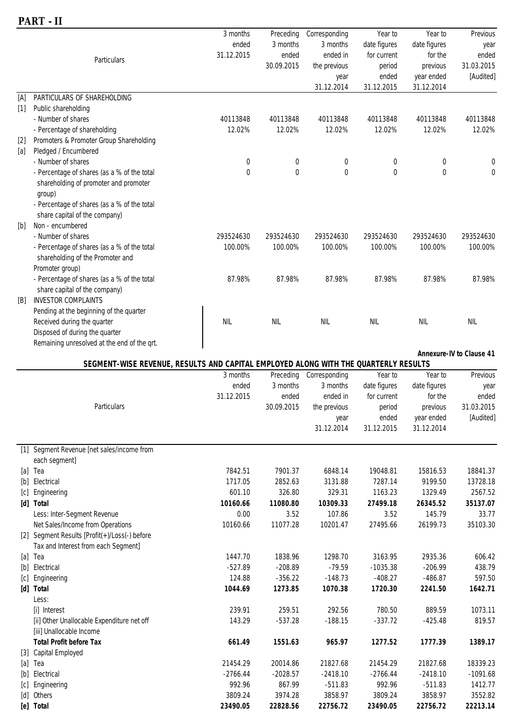## PART - II

| | Particulars | 3 months ended 31.12.2015 | Preceding 3 months ended 30.09.2015 | Corresponding 3 months ended in the previous year 31.12.2014 | Year to date figures for current period ended 31.12.2015 | Year to date figures for the previous year ended 31.12.2014 | Previous year ended 31.03.2015 [Audited] |
|---|---|---|---|---|---|---|---|
| [A] | PARTICULARS OF SHAREHOLDING | | | | | | |
| [1] | Public shareholding | | | | | | |
| | - Number of shares | 40113848 | 40113848 | 40113848 | 40113848 | 40113848 | 40113848 |
| | - Percentage of shareholding | 12.02% | 12.02% | 12.02% | 12.02% | 12.02% | 12.02% |
| [2] | Promoters & Promoter Group Shareholding | | | | | | |
| [a] | Pledged / Encumbered | | | | | | |
| | - Number of shares | 0 | 0 | 0 | 0 | 0 | 0 |
| | - Percentage of shares (as a % of the total shareholding of promoter and promoter group) | 0 | 0 | 0 | 0 | 0 | 0 |
| | - Percentage of shares (as a % of the total share capital of the company) | | | | | | |
| [b] | Non - encumbered | | | | | | |
| | - Number of shares | 293524630 | 293524630 | 293524630 | 293524630 | 293524630 | 293524630 |
| | - Percentage of shares (as a % of the total shareholding of the Promoter and Promoter group) | 100.00% | 100.00% | 100.00% | 100.00% | 100.00% | 100.00% |
| | - Percentage of shares (as a % of the total share capital of the company) | 87.98% | 87.98% | 87.98% | 87.98% | 87.98% | 87.98% |
| [B] | INVESTOR COMPLAINTS | | | | | | |
| | Pending at the beginning of the quarter<br>Received during the quarter<br>Disposed of during the quarter<br>Remaining unresolved at the end of the qrt. | NIL | NIL | NIL | NIL | NIL | NIL |

**Annexure-IV to Clause 41**

### SEGMENT-WISE REVENUE, RESULTS AND CAPITAL EMPLOYED ALONG WITH THE QUARTERLY RESULTS

| | Particulars | 3 months ended 31.12.2015 | Preceding 3 months ended 30.09.2015 | Corresponding 3 months ended in the previous year 31.12.2014 | Year to date figures for current period ended 31.12.2015 | Year to date figures for the previous year ended 31.12.2014 | Previous year ended 31.03.2015 [Audited] |
|---|---|---|---|---|---|---|---|
| [1] | Segment Revenue [net sales/income from each segment] | | | | | | |
| [a] | Tea | 7842.51 | 7901.37 | 6848.14 | 19048.81 | 15816.53 | 18841.37 |
| [b] | Electrical | 1717.05 | 2852.63 | 3131.88 | 7287.14 | 9199.50 | 13728.18 |
| [c] | Engineering | 601.10 | 326.80 | 329.31 | 1163.23 | 1329.49 | 2567.52 |
| **[d]** | **Total** | **10160.66** | **11080.80** | **10309.33** | **27499.18** | **26345.52** | **35137.07** |
| | Less: Inter-Segment Revenue | 0.00 | 3.52 | 107.86 | 3.52 | 145.79 | 33.77 |
| | Net Sales/Income from Operations | 10160.66 | 11077.28 | 10201.47 | 27495.66 | 26199.73 | 35103.30 |
| [2] | Segment Results [Profit(+)/Loss(-) before Tax and Interest from each Segment] | | | | | | |
| [a] | Tea | 1447.70 | 1838.96 | 1298.70 | 3163.95 | 2935.36 | 606.42 |
| [b] | Electrical | -527.89 | -208.89 | -79.59 | -1035.38 | -206.99 | 438.79 |
| [c] | Engineering | 124.88 | -356.22 | -148.73 | -408.27 | -486.87 | 597.50 |
| **[d]** | **Total** | **1044.69** | **1273.85** | **1070.38** | **1720.30** | **2241.50** | **1642.71** |
| | Less: | | | | | | |
| | [i] Interest | 239.91 | 259.51 | 292.56 | 780.50 | 889.59 | 1073.11 |
| | [ii] Other Unallocable Expenditure net off | 143.29 | -537.28 | -188.15 | -337.72 | -425.48 | 819.57 |
| | [iii] Unallocable Income | | | | | | |
| | **Total Profit before Tax** | **661.49** | **1551.63** | **965.97** | **1277.52** | **1777.39** | **1389.17** |
| [3] | Capital Employed | | | | | | |
| [a] | Tea | 21454.29 | 20014.86 | 21827.68 | 21454.29 | 21827.68 | 18339.23 |
| [b] | Electrical | -2766.44 | -2028.57 | -2418.10 | -2766.44 | -2418.10 | -1091.68 |
| [c] | Engineering | 992.96 | 867.99 | -511.83 | 992.96 | -511.83 | 1412.77 |
| [d] | Others | 3809.24 | 3974.28 | 3858.97 | 3809.24 | 3858.97 | 3552.82 |
| **[e]** | **Total** | **23490.05** | **22828.56** | **22756.72** | **23490.05** | **22756.72** | **22213.14** |